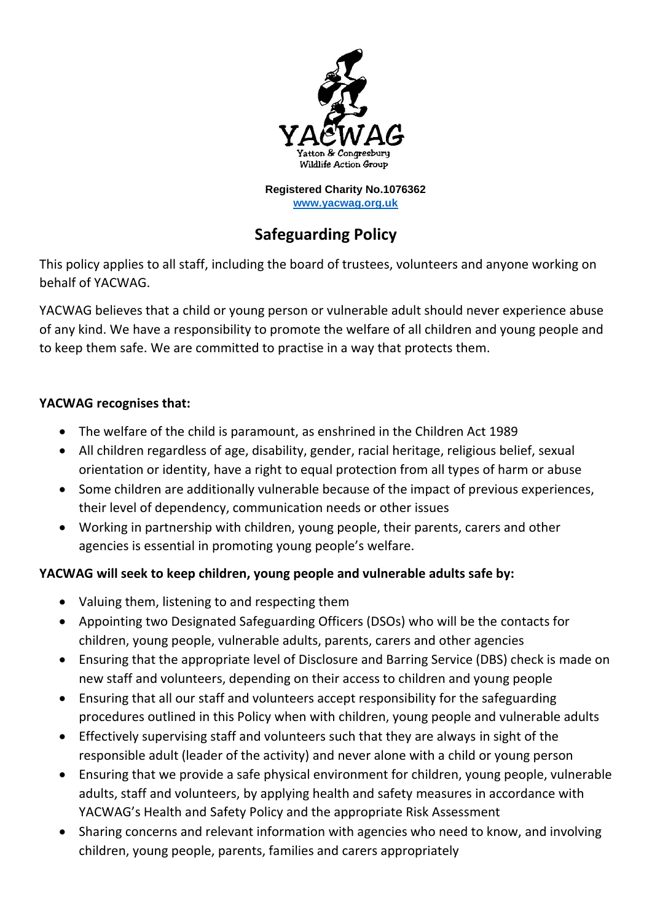YACWAG
Yatton & Congresbury
Wildlife Action Group

**Registered Charity No.1076362**
**www.yacwag.org.uk**

# Safeguarding Policy

This policy applies to all staff, including the board of trustees, volunteers and anyone working on behalf of YACWAG.

YACWAG believes that a child or young person or vulnerable adult should never experience abuse of any kind. We have a responsibility to promote the welfare of all children and young people and to keep them safe. We are committed to practise in a way that protects them.

**YACWAG recognises that:**

- The welfare of the child is paramount, as enshrined in the Children Act 1989
- All children regardless of age, disability, gender, racial heritage, religious belief, sexual orientation or identity, have a right to equal protection from all types of harm or abuse
- Some children are additionally vulnerable because of the impact of previous experiences, their level of dependency, communication needs or other issues
- Working in partnership with children, young people, their parents, carers and other agencies is essential in promoting young people's welfare.

**YACWAG will seek to keep children, young people and vulnerable adults safe by:**

- Valuing them, listening to and respecting them
- Appointing two Designated Safeguarding Officers (DSOs) who will be the contacts for children, young people, vulnerable adults, parents, carers and other agencies
- Ensuring that the appropriate level of Disclosure and Barring Service (DBS) check is made on new staff and volunteers, depending on their access to children and young people
- Ensuring that all our staff and volunteers accept responsibility for the safeguarding procedures outlined in this Policy when with children, young people and vulnerable adults
- Effectively supervising staff and volunteers such that they are always in sight of the responsible adult (leader of the activity) and never alone with a child or young person
- Ensuring that we provide a safe physical environment for children, young people, vulnerable adults, staff and volunteers, by applying health and safety measures in accordance with YACWAG's Health and Safety Policy and the appropriate Risk Assessment
- Sharing concerns and relevant information with agencies who need to know, and involving children, young people, parents, families and carers appropriately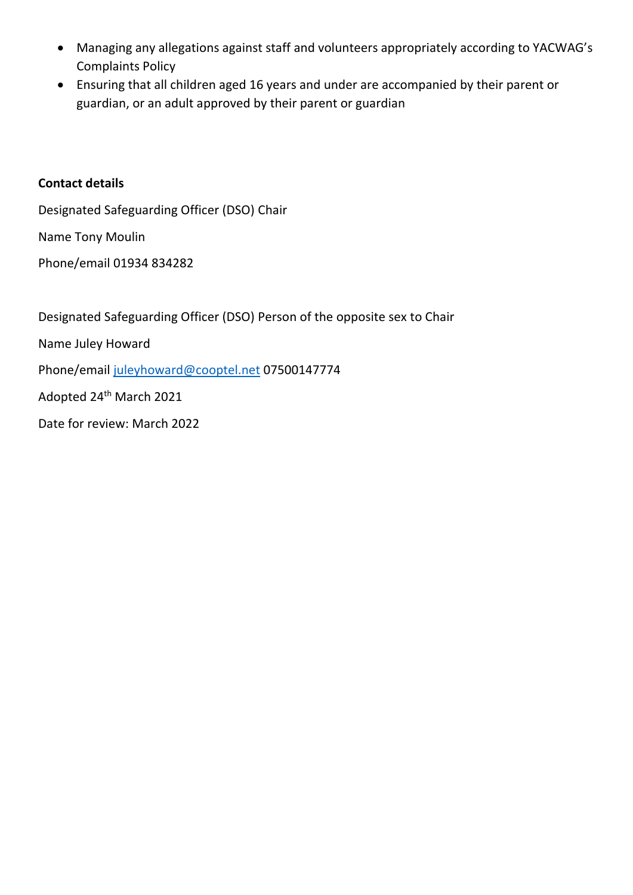- Managing any allegations against staff and volunteers appropriately according to YACWAG's Complaints Policy
- Ensuring that all children aged 16 years and under are accompanied by their parent or guardian, or an adult approved by their parent or guardian

**Contact details**

Designated Safeguarding Officer (DSO) Chair

Name Tony Moulin

Phone/email 01934 834282

Designated Safeguarding Officer (DSO) Person of the opposite sex to Chair

Name Juley Howard

Phone/email juleyhoward@cooptel.net 07500147774

Adopted 24th March 2021

Date for review: March 2022